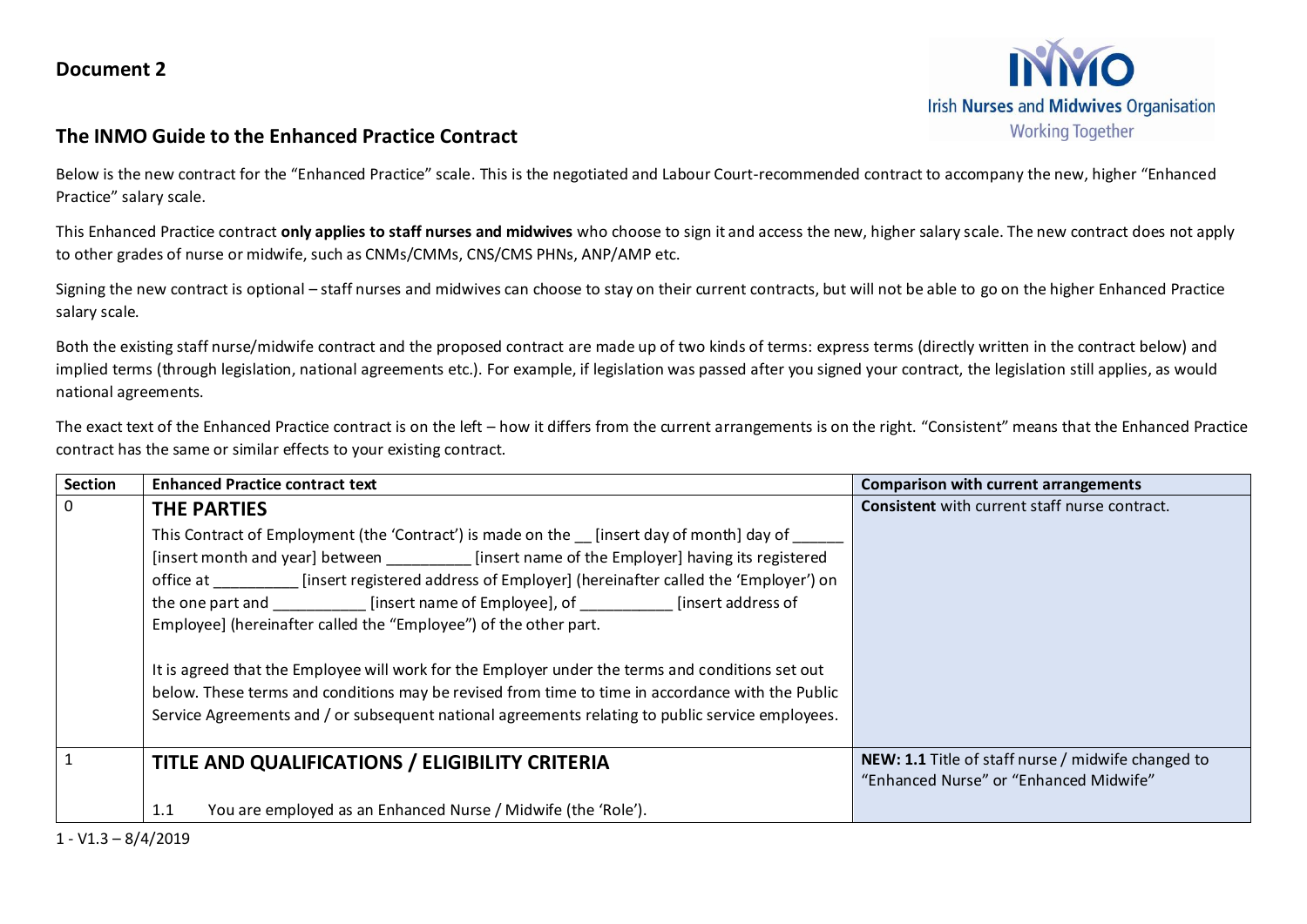**Document 2**

## The INMO Guide to the Enhanced Practice Contract

Below is the new contract for the "Enhanced Practice" scale. This is the negotiated and Labour Court-recommended contract to accompany the new, higher "Enhanced Practice" salary scale.

This Enhanced Practice contract **only applies to staff nurses and midwives** who choose to sign it and access the new, higher salary scale. The new contract does not apply to other grades of nurse or midwife, such as CNMs/CMMs, CNS/CMS PHNs, ANP/AMP etc.

Signing the new contract is optional – staff nurses and midwives can choose to stay on their current contracts, but will not be able to go on the higher Enhanced Practice salary scale.

Both the existing staff nurse/midwife contract and the proposed contract are made up of two kinds of terms: express terms (directly written in the contract below) and implied terms (through legislation, national agreements etc.). For example, if legislation was passed after you signed your contract, the legislation still applies, as would national agreements.

The exact text of the Enhanced Practice contract is on the left – how it differs from the current arrangements is on the right. "Consistent" means that the Enhanced Practice contract has the same or similar effects to your existing contract.

| Section | Enhanced Practice contract text | Comparison with current arrangements |
|---|---|---|
| 0 | **THE PARTIES**<br><br>This Contract of Employment (the 'Contract') is made on the __ [insert day of month] day of ______ [insert month and year] between __________ [insert name of the Employer] having its registered office at __________ [insert registered address of Employer] (hereinafter called the 'Employer') on the one part and ___________ [insert name of Employee], of ___________ [insert address of Employee] (hereinafter called the "Employee") of the other part.<br><br>It is agreed that the Employee will work for the Employer under the terms and conditions set out below. These terms and conditions may be revised from time to time in accordance with the Public Service Agreements and / or subsequent national agreements relating to public service employees. | **Consistent** with current staff nurse contract. |
| 1 | **TITLE AND QUALIFICATIONS / ELIGIBILITY CRITERIA**<br><br>1.1 You are employed as an Enhanced Nurse / Midwife (the 'Role'). | **NEW: 1.1** Title of staff nurse / midwife changed to "Enhanced Nurse" or "Enhanced Midwife" |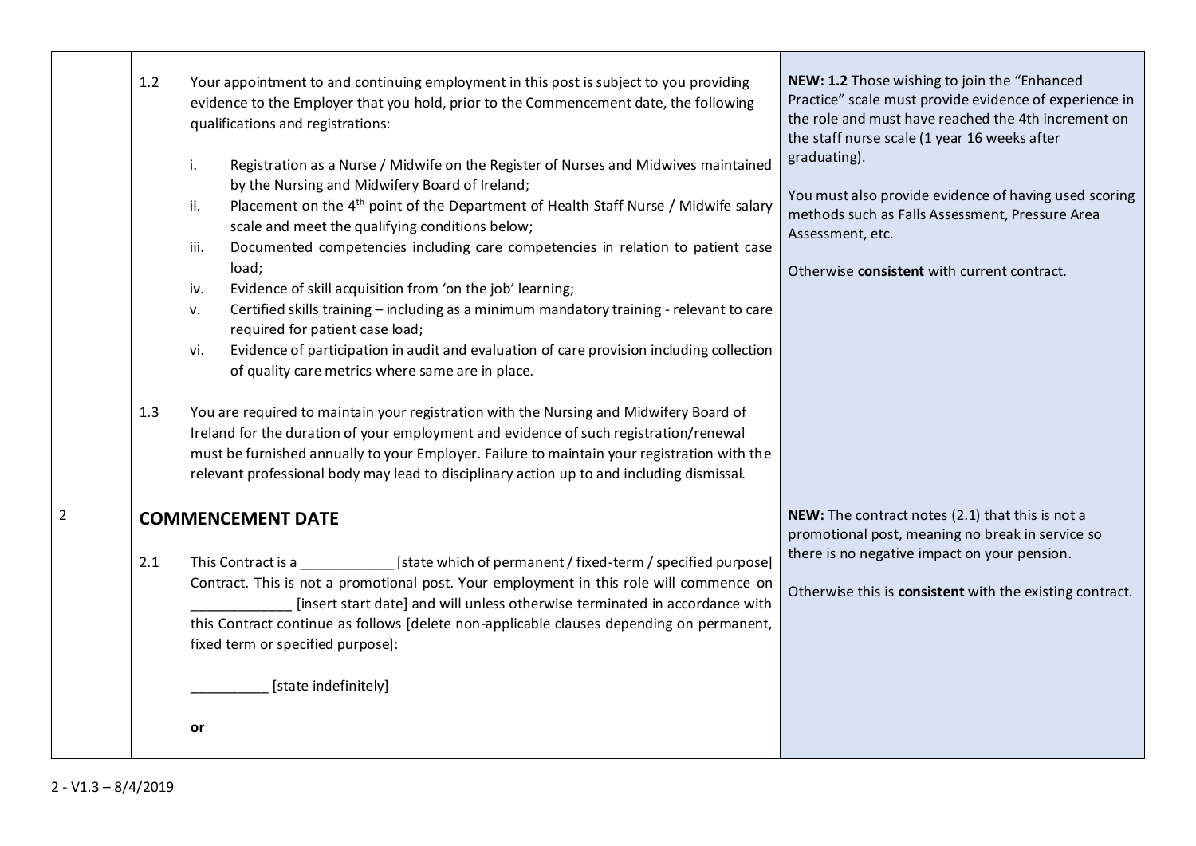| | | |
|---|---|---|
| | 1.2 Your appointment to and continuing employment in this post is subject to you providing evidence to the Employer that you hold, prior to the Commencement date, the following qualifications and registrations:<br><br>i. Registration as a Nurse / Midwife on the Register of Nurses and Midwives maintained by the Nursing and Midwifery Board of Ireland;<br>ii. Placement on the 4th point of the Department of Health Staff Nurse / Midwife salary scale and meet the qualifying conditions below;<br>iii. Documented competencies including care competencies in relation to patient case load;<br>iv. Evidence of skill acquisition from 'on the job' learning;<br>v. Certified skills training – including as a minimum mandatory training - relevant to care required for patient case load;<br>vi. Evidence of participation in audit and evaluation of care provision including collection of quality care metrics where same are in place.<br><br>1.3 You are required to maintain your registration with the Nursing and Midwifery Board of Ireland for the duration of your employment and evidence of such registration/renewal must be furnished annually to your Employer. Failure to maintain your registration with the relevant professional body may lead to disciplinary action up to and including dismissal. | **NEW: 1.2** Those wishing to join the "Enhanced Practice" scale must provide evidence of experience in the role and must have reached the 4th increment on the staff nurse scale (1 year 16 weeks after graduating).<br><br>You must also provide evidence of having used scoring methods such as Falls Assessment, Pressure Area Assessment, etc.<br><br>Otherwise **consistent** with current contract. |
| 2 | **COMMENCEMENT DATE**<br><br>2.1 This Contract is a ____________ [state which of permanent / fixed-term / specified purpose] Contract. This is not a promotional post. Your employment in this role will commence on _____________ [insert start date] and will unless otherwise terminated in accordance with this Contract continue as follows [delete non-applicable clauses depending on permanent, fixed term or specified purpose]:<br><br>__________ [state indefinitely]<br><br>**or** | **NEW:** The contract notes (2.1) that this is not a promotional post, meaning no break in service so there is no negative impact on your pension.<br><br>Otherwise this is **consistent** with the existing contract. |

2 - V1.3 – 8/4/2019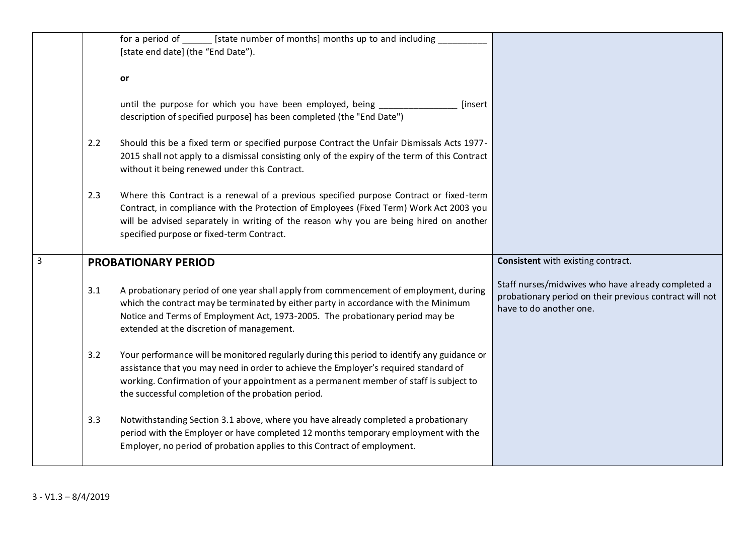| | | |
|---|---|---|
| | for a period of ______ [state number of months] months up to and including __________ [state end date] (the "End Date").<br><br>**or**<br><br>until the purpose for which you have been employed, being ________________ [insert description of specified purpose] has been completed (the "End Date")<br><br>2.2 Should this be a fixed term or specified purpose Contract the Unfair Dismissals Acts 1977-2015 shall not apply to a dismissal consisting only of the expiry of the term of this Contract without it being renewed under this Contract.<br><br>2.3 Where this Contract is a renewal of a previous specified purpose Contract or fixed-term Contract, in compliance with the Protection of Employees (Fixed Term) Work Act 2003 you will be advised separately in writing of the reason why you are being hired on another specified purpose or fixed-term Contract. | |
| 3 | **PROBATIONARY PERIOD**<br><br>3.1 A probationary period of one year shall apply from commencement of employment, during which the contract may be terminated by either party in accordance with the Minimum Notice and Terms of Employment Act, 1973-2005. The probationary period may be extended at the discretion of management.<br><br>3.2 Your performance will be monitored regularly during this period to identify any guidance or assistance that you may need in order to achieve the Employer's required standard of working. Confirmation of your appointment as a permanent member of staff is subject to the successful completion of the probation period.<br><br>3.3 Notwithstanding Section 3.1 above, where you have already completed a probationary period with the Employer or have completed 12 months temporary employment with the Employer, no period of probation applies to this Contract of employment. | **Consistent** with existing contract.<br><br>Staff nurses/midwives who have already completed a probationary period on their previous contract will not have to do another one. |

3 - V1.3 – 8/4/2019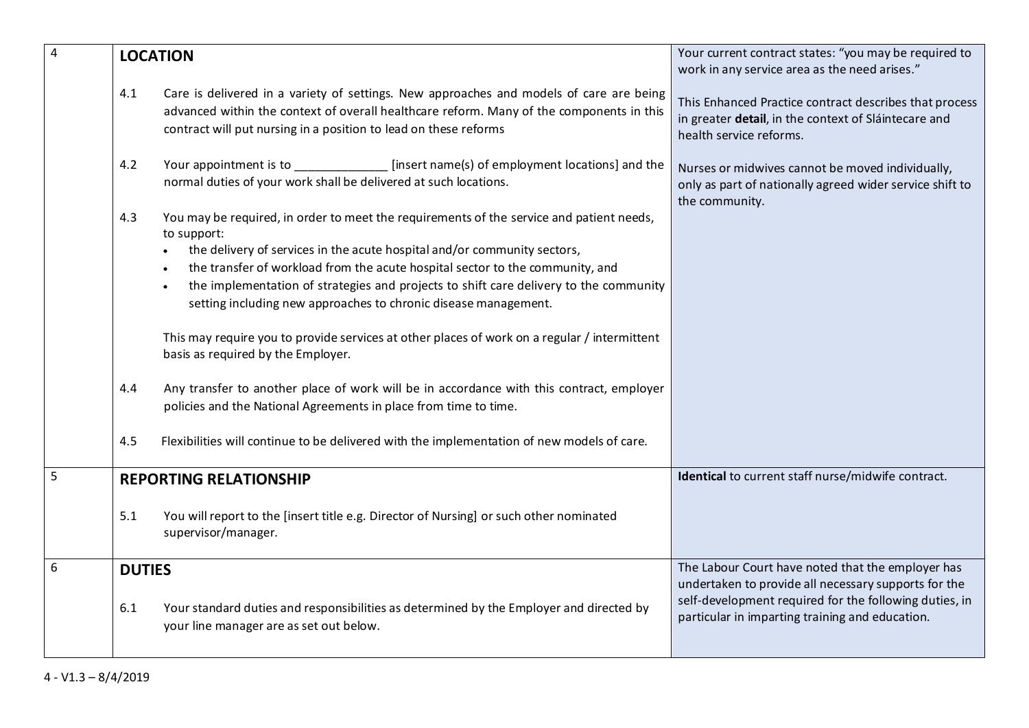| | | |
|---|---|---|
| 4 | **LOCATION**<br><br>4.1 Care is delivered in a variety of settings. New approaches and models of care are being advanced within the context of overall healthcare reform. Many of the components in this contract will put nursing in a position to lead on these reforms<br><br>4.2 Your appointment is to _____________ [insert name(s) of employment locations] and the normal duties of your work shall be delivered at such locations.<br><br>4.3 You may be required, in order to meet the requirements of the service and patient needs, to support:<br>• the delivery of services in the acute hospital and/or community sectors,<br>• the transfer of workload from the acute hospital sector to the community, and<br>• the implementation of strategies and projects to shift care delivery to the community setting including new approaches to chronic disease management.<br><br>This may require you to provide services at other places of work on a regular / intermittent basis as required by the Employer.<br><br>4.4 Any transfer to another place of work will be in accordance with this contract, employer policies and the National Agreements in place from time to time.<br><br>4.5 Flexibilities will continue to be delivered with the implementation of new models of care. | Your current contract states: "you may be required to work in any service area as the need arises."<br><br>This Enhanced Practice contract describes that process in greater **detail**, in the context of Sláintecare and health service reforms.<br><br>Nurses or midwives cannot be moved individually, only as part of nationally agreed wider service shift to the community. |
| 5 | **REPORTING RELATIONSHIP**<br><br>5.1 You will report to the [insert title e.g. Director of Nursing] or such other nominated supervisor/manager. | **Identical** to current staff nurse/midwife contract. |
| 6 | **DUTIES**<br><br>6.1 Your standard duties and responsibilities as determined by the Employer and directed by your line manager are as set out below. | The Labour Court have noted that the employer has undertaken to provide all necessary supports for the self-development required for the following duties, in particular in imparting training and education. |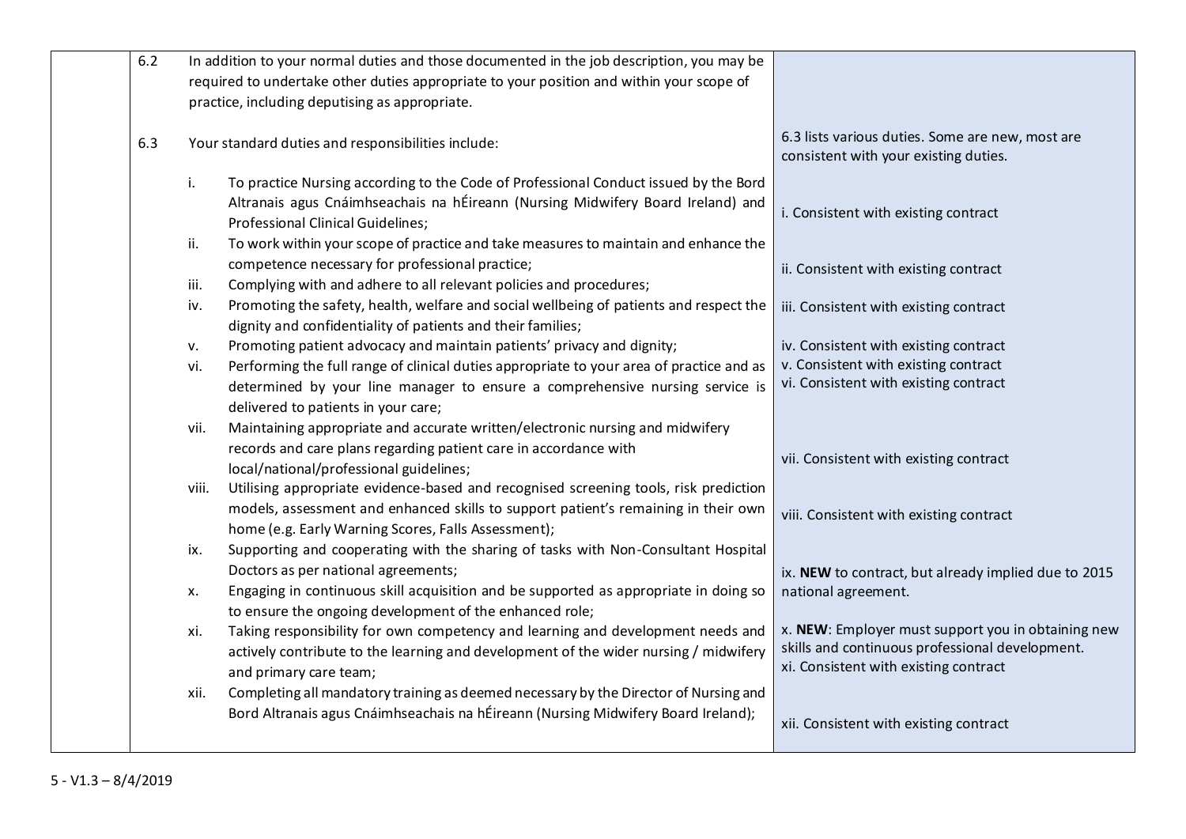| | Contract | Commentary |
|---|---|---|
| | **6.2** In addition to your normal duties and those documented in the job description, you may be required to undertake other duties appropriate to your position and within your scope of practice, including deputising as appropriate. | |
| | **6.3** Your standard duties and responsibilities include: | 6.3 lists various duties. Some are new, most are consistent with your existing duties. |
| | i. To practice Nursing according to the Code of Professional Conduct issued by the Bord Altranais agus Cnáimhseachais na hÉireann (Nursing Midwifery Board Ireland) and Professional Clinical Guidelines; | i. Consistent with existing contract |
| | ii. To work within your scope of practice and take measures to maintain and enhance the competence necessary for professional practice; | ii. Consistent with existing contract |
| | iii. Complying with and adhere to all relevant policies and procedures; | iii. Consistent with existing contract |
| | iv. Promoting the safety, health, welfare and social wellbeing of patients and respect the dignity and confidentiality of patients and their families; | iv. Consistent with existing contract |
| | v. Promoting patient advocacy and maintain patients' privacy and dignity; | v. Consistent with existing contract |
| | vi. Performing the full range of clinical duties appropriate to your area of practice and as determined by your line manager to ensure a comprehensive nursing service is delivered to patients in your care; | vi. Consistent with existing contract |
| | vii. Maintaining appropriate and accurate written/electronic nursing and midwifery records and care plans regarding patient care in accordance with local/national/professional guidelines; | vii. Consistent with existing contract |
| | viii. Utilising appropriate evidence-based and recognised screening tools, risk prediction models, assessment and enhanced skills to support patient's remaining in their own home (e.g. Early Warning Scores, Falls Assessment); | viii. Consistent with existing contract |
| | ix. Supporting and cooperating with the sharing of tasks with Non-Consultant Hospital Doctors as per national agreements; | ix. **NEW** to contract, but already implied due to 2015 national agreement. |
| | x. Engaging in continuous skill acquisition and be supported as appropriate in doing so to ensure the ongoing development of the enhanced role; | x. **NEW**: Employer must support you in obtaining new skills and continuous professional development. |
| | xi. Taking responsibility for own competency and learning and development needs and actively contribute to the learning and development of the wider nursing / midwifery and primary care team; | xi. Consistent with existing contract |
| | xii. Completing all mandatory training as deemed necessary by the Director of Nursing and Bord Altranais agus Cnáimhseachais na hÉireann (Nursing Midwifery Board Ireland); | xii. Consistent with existing contract |

5 - V1.3 – 8/4/2019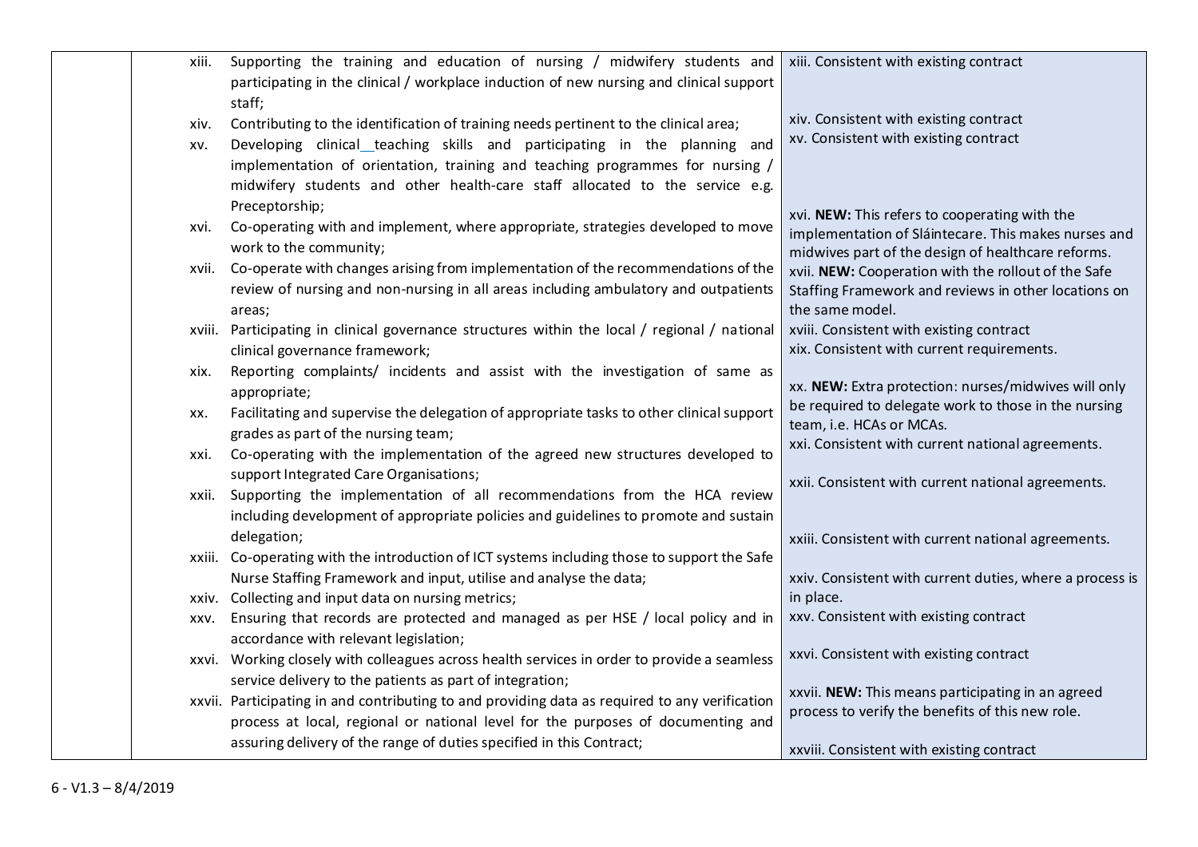| | | |
|---|---|---|
| | xiii. Supporting the training and education of nursing / midwifery students and participating in the clinical / workplace induction of new nursing and clinical support staff;<br>xiv. Contributing to the identification of training needs pertinent to the clinical area;<br>xv. Developing clinical__teaching skills and participating in the planning and implementation of orientation, training and teaching programmes for nursing / midwifery students and other health-care staff allocated to the service e.g. Preceptorship;<br>xvi. Co-operating with and implement, where appropriate, strategies developed to move work to the community;<br>xvii. Co-operate with changes arising from implementation of the recommendations of the review of nursing and non-nursing in all areas including ambulatory and outpatients areas;<br>xviii. Participating in clinical governance structures within the local / regional / national clinical governance framework;<br>xix. Reporting complaints/ incidents and assist with the investigation of same as appropriate;<br>xx. Facilitating and supervise the delegation of appropriate tasks to other clinical support grades as part of the nursing team;<br>xxi. Co-operating with the implementation of the agreed new structures developed to support Integrated Care Organisations;<br>xxii. Supporting the implementation of all recommendations from the HCA review including development of appropriate policies and guidelines to promote and sustain delegation;<br>xxiii. Co-operating with the introduction of ICT systems including those to support the Safe Nurse Staffing Framework and input, utilise and analyse the data;<br>xxiv. Collecting and input data on nursing metrics;<br>xxv. Ensuring that records are protected and managed as per HSE / local policy and in accordance with relevant legislation;<br>xxvi. Working closely with colleagues across health services in order to provide a seamless service delivery to the patients as part of integration;<br>xxvii. Participating in and contributing to and providing data as required to any verification process at local, regional or national level for the purposes of documenting and assuring delivery of the range of duties specified in this Contract; | xiii. Consistent with existing contract<br><br>xiv. Consistent with existing contract<br>xv. Consistent with existing contract<br><br>xvi. **NEW:** This refers to cooperating with the implementation of Sláintecare. This makes nurses and midwives part of the design of healthcare reforms.<br>xvii. **NEW:** Cooperation with the rollout of the Safe Staffing Framework and reviews in other locations on the same model.<br>xviii. Consistent with existing contract<br>xix. Consistent with current requirements.<br><br>xx. **NEW:** Extra protection: nurses/midwives will only be required to delegate work to those in the nursing team, i.e. HCAs or MCAs.<br>xxi. Consistent with current national agreements.<br><br>xxii. Consistent with current national agreements.<br><br>xxiii. Consistent with current national agreements.<br><br>xxiv. Consistent with current duties, where a process is in place.<br>xxv. Consistent with existing contract<br><br>xxvi. Consistent with existing contract<br><br>xxvii. **NEW:** This means participating in an agreed process to verify the benefits of this new role.<br><br>xxviii. Consistent with existing contract |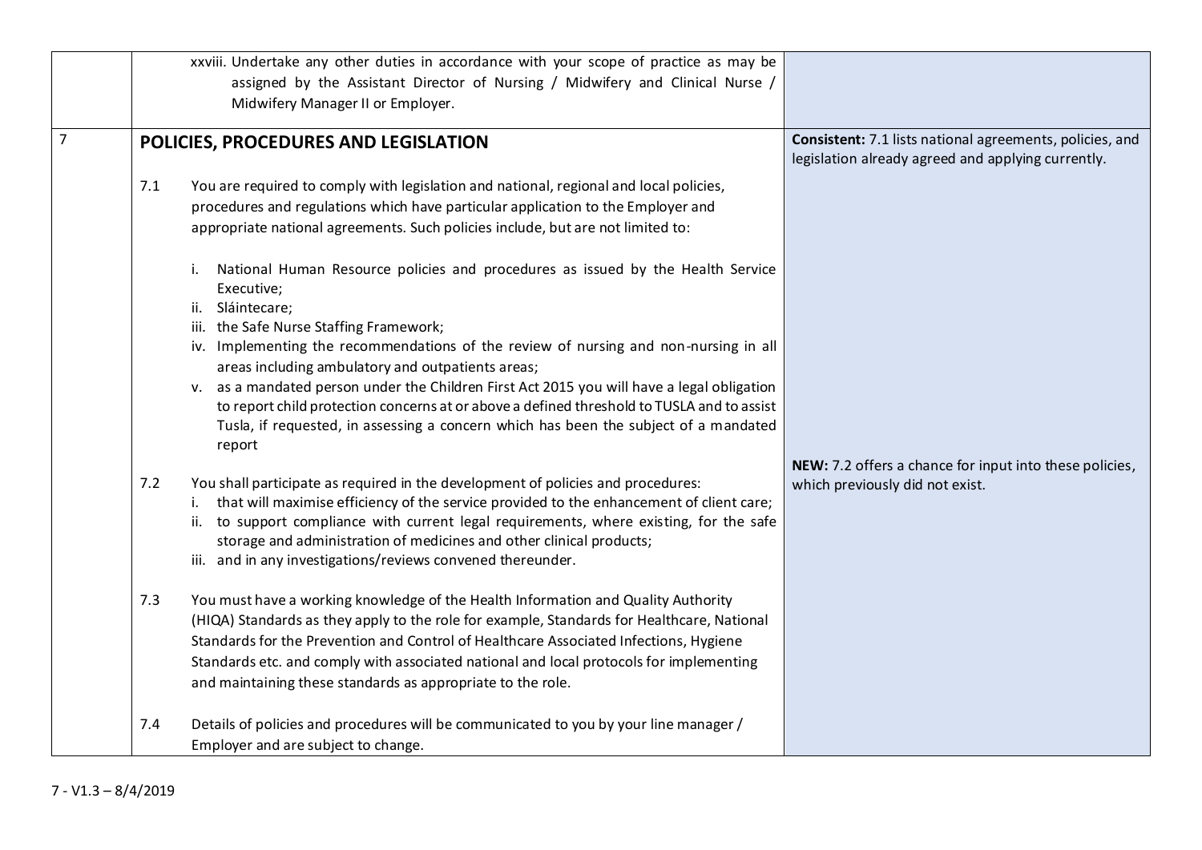| | | |
|---|---|---|
| | xxviii. Undertake any other duties in accordance with your scope of practice as may be assigned by the Assistant Director of Nursing / Midwifery and Clinical Nurse / Midwifery Manager II or Employer. | |
| 7 | **POLICIES, PROCEDURES AND LEGISLATION**<br><br>7.1 You are required to comply with legislation and national, regional and local policies, procedures and regulations which have particular application to the Employer and appropriate national agreements. Such policies include, but are not limited to:<br><br>i. National Human Resource policies and procedures as issued by the Health Service Executive;<br>ii. Sláintecare;<br>iii. the Safe Nurse Staffing Framework;<br>iv. Implementing the recommendations of the review of nursing and non-nursing in all areas including ambulatory and outpatients areas;<br>v. as a mandated person under the Children First Act 2015 you will have a legal obligation to report child protection concerns at or above a defined threshold to TUSLA and to assist Tusla, if requested, in assessing a concern which has been the subject of a mandated report<br><br>7.2 You shall participate as required in the development of policies and procedures:<br>i. that will maximise efficiency of the service provided to the enhancement of client care;<br>ii. to support compliance with current legal requirements, where existing, for the safe storage and administration of medicines and other clinical products;<br>iii. and in any investigations/reviews convened thereunder.<br><br>7.3 You must have a working knowledge of the Health Information and Quality Authority (HIQA) Standards as they apply to the role for example, Standards for Healthcare, National Standards for the Prevention and Control of Healthcare Associated Infections, Hygiene Standards etc. and comply with associated national and local protocols for implementing and maintaining these standards as appropriate to the role.<br><br>7.4 Details of policies and procedures will be communicated to you by your line manager / Employer and are subject to change. | **Consistent:** 7.1 lists national agreements, policies, and legislation already agreed and applying currently.<br><br>**NEW:** 7.2 offers a chance for input into these policies, which previously did not exist. |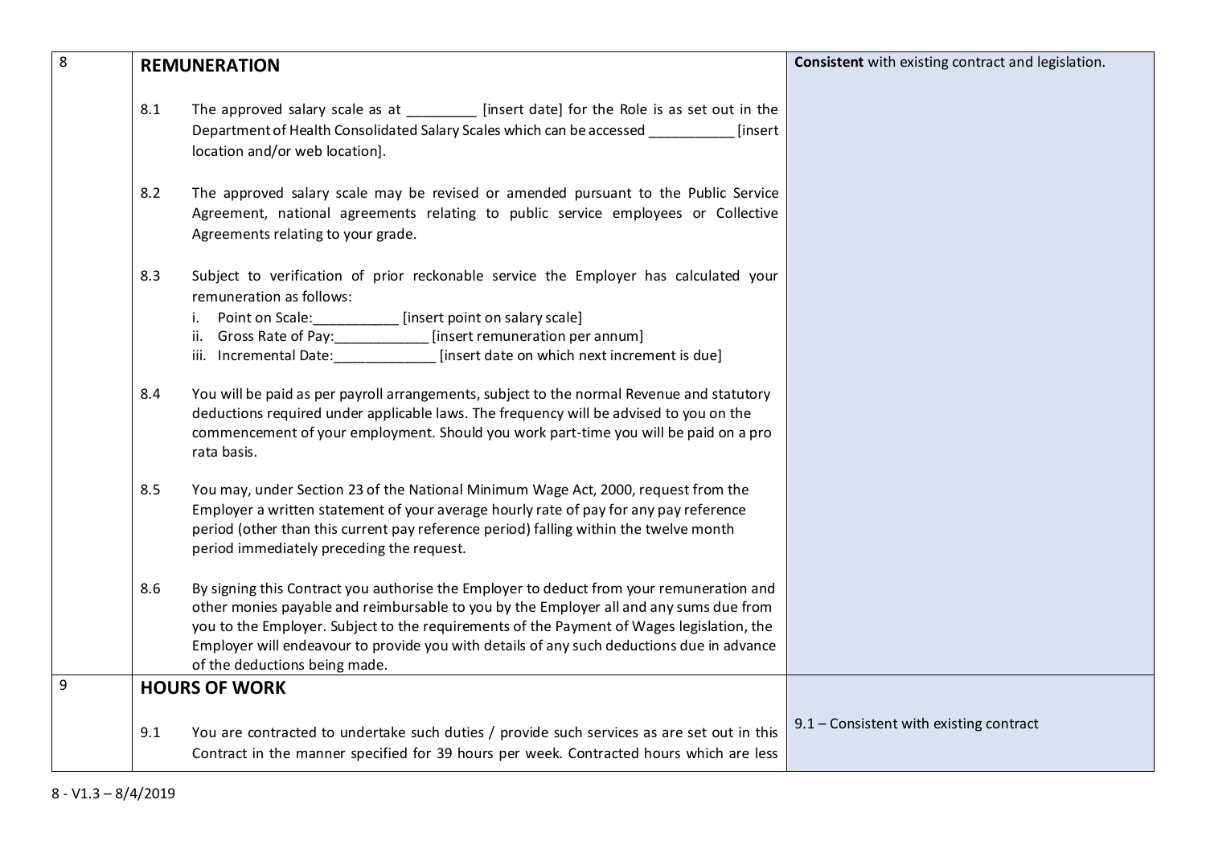| | | |
|---|---|---|
| 8 | **REMUNERATION**<br><br>8.1 The approved salary scale as at _________ [insert date] for the Role is as set out in the Department of Health Consolidated Salary Scales which can be accessed ___________ [insert location and/or web location].<br><br>8.2 The approved salary scale may be revised or amended pursuant to the Public Service Agreement, national agreements relating to public service employees or Collective Agreements relating to your grade.<br><br>8.3 Subject to verification of prior reckonable service the Employer has calculated your remuneration as follows:<br>i. Point on Scale:___________ [insert point on salary scale]<br>ii. Gross Rate of Pay:____________ [insert remuneration per annum]<br>iii. Incremental Date:_____________ [insert date on which next increment is due]<br><br>8.4 You will be paid as per payroll arrangements, subject to the normal Revenue and statutory deductions required under applicable laws. The frequency will be advised to you on the commencement of your employment. Should you work part-time you will be paid on a pro rata basis.<br><br>8.5 You may, under Section 23 of the National Minimum Wage Act, 2000, request from the Employer a written statement of your average hourly rate of pay for any pay reference period (other than this current pay reference period) falling within the twelve month period immediately preceding the request.<br><br>8.6 By signing this Contract you authorise the Employer to deduct from your remuneration and other monies payable and reimbursable to you by the Employer all and any sums due from you to the Employer. Subject to the requirements of the Payment of Wages legislation, the Employer will endeavour to provide you with details of any such deductions due in advance of the deductions being made. | **Consistent** with existing contract and legislation. |
| 9 | **HOURS OF WORK**<br><br>9.1 You are contracted to undertake such duties / provide such services as are set out in this Contract in the manner specified for 39 hours per week. Contracted hours which are less | 9.1 – Consistent with existing contract |

8 - V1.3 – 8/4/2019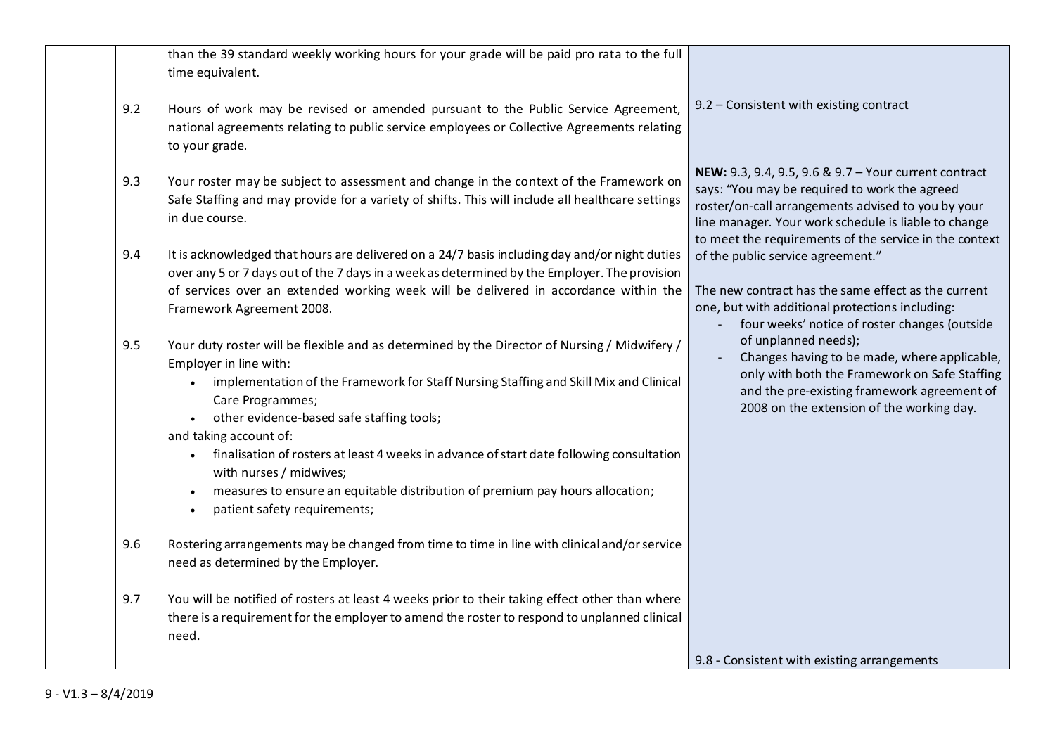| | | | |
|---|---|---|---|
| | | than the 39 standard weekly working hours for your grade will be paid pro rata to the full time equivalent. | |
| | 9.2 | Hours of work may be revised or amended pursuant to the Public Service Agreement, national agreements relating to public service employees or Collective Agreements relating to your grade. | 9.2 – Consistent with existing contract |
| | 9.3 | Your roster may be subject to assessment and change in the context of the Framework on Safe Staffing and may provide for a variety of shifts. This will include all healthcare settings in due course. | **NEW:** 9.3, 9.4, 9.5, 9.6 & 9.7 – Your current contract says: "You may be required to work the agreed roster/on-call arrangements advised to you by your line manager. Your work schedule is liable to change to meet the requirements of the service in the context of the public service agreement."<br><br>The new contract has the same effect as the current one, but with additional protections including:<br>- four weeks' notice of roster changes (outside of unplanned needs);<br>- Changes having to be made, where applicable, only with both the Framework on Safe Staffing and the pre-existing framework agreement of 2008 on the extension of the working day. |
| | 9.4 | It is acknowledged that hours are delivered on a 24/7 basis including day and/or night duties over any 5 or 7 days out of the 7 days in a week as determined by the Employer. The provision of services over an extended working week will be delivered in accordance within the Framework Agreement 2008. | |
| | 9.5 | Your duty roster will be flexible and as determined by the Director of Nursing / Midwifery / Employer in line with:<br>• implementation of the Framework for Staff Nursing Staffing and Skill Mix and Clinical Care Programmes;<br>• other evidence-based safe staffing tools;<br>and taking account of:<br>• finalisation of rosters at least 4 weeks in advance of start date following consultation with nurses / midwives;<br>• measures to ensure an equitable distribution of premium pay hours allocation;<br>• patient safety requirements; | |
| | 9.6 | Rostering arrangements may be changed from time to time in line with clinical and/or service need as determined by the Employer. | |
| | 9.7 | You will be notified of rosters at least 4 weeks prior to their taking effect other than where there is a requirement for the employer to amend the roster to respond to unplanned clinical need. | 9.8 - Consistent with existing arrangements |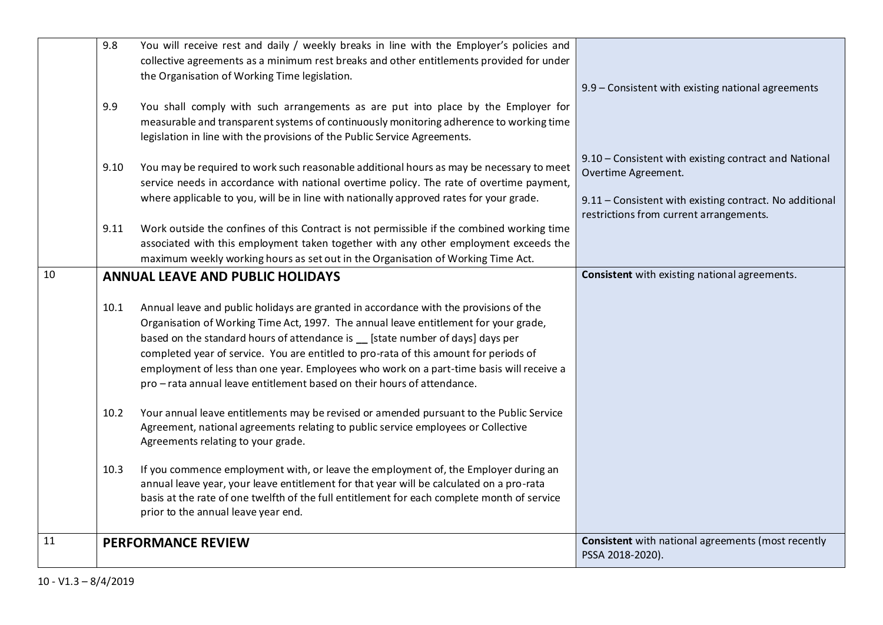| | | |
|---|---|---|
| | 9.8 You will receive rest and daily / weekly breaks in line with the Employer's policies and collective agreements as a minimum rest breaks and other entitlements provided for under the Organisation of Working Time legislation.<br><br>9.9 You shall comply with such arrangements as are put into place by the Employer for measurable and transparent systems of continuously monitoring adherence to working time legislation in line with the provisions of the Public Service Agreements.<br><br>9.10 You may be required to work such reasonable additional hours as may be necessary to meet service needs in accordance with national overtime policy. The rate of overtime payment, where applicable to you, will be in line with nationally approved rates for your grade.<br><br>9.11 Work outside the confines of this Contract is not permissible if the combined working time associated with this employment taken together with any other employment exceeds the maximum weekly working hours as set out in the Organisation of Working Time Act. | 9.9 – Consistent with existing national agreements<br><br>9.10 – Consistent with existing contract and National Overtime Agreement.<br><br>9.11 – Consistent with existing contract. No additional restrictions from current arrangements. |
| 10 | **ANNUAL LEAVE AND PUBLIC HOLIDAYS**<br><br>10.1 Annual leave and public holidays are granted in accordance with the provisions of the Organisation of Working Time Act, 1997. The annual leave entitlement for your grade, based on the standard hours of attendance is __ [state number of days] days per completed year of service. You are entitled to pro-rata of this amount for periods of employment of less than one year. Employees who work on a part-time basis will receive a pro – rata annual leave entitlement based on their hours of attendance.<br><br>10.2 Your annual leave entitlements may be revised or amended pursuant to the Public Service Agreement, national agreements relating to public service employees or Collective Agreements relating to your grade.<br><br>10.3 If you commence employment with, or leave the employment of, the Employer during an annual leave year, your leave entitlement for that year will be calculated on a pro-rata basis at the rate of one twelfth of the full entitlement for each complete month of service prior to the annual leave year end. | **Consistent** with existing national agreements. |
| 11 | **PERFORMANCE REVIEW** | **Consistent** with national agreements (most recently PSSA 2018-2020). |

10 - V1.3 – 8/4/2019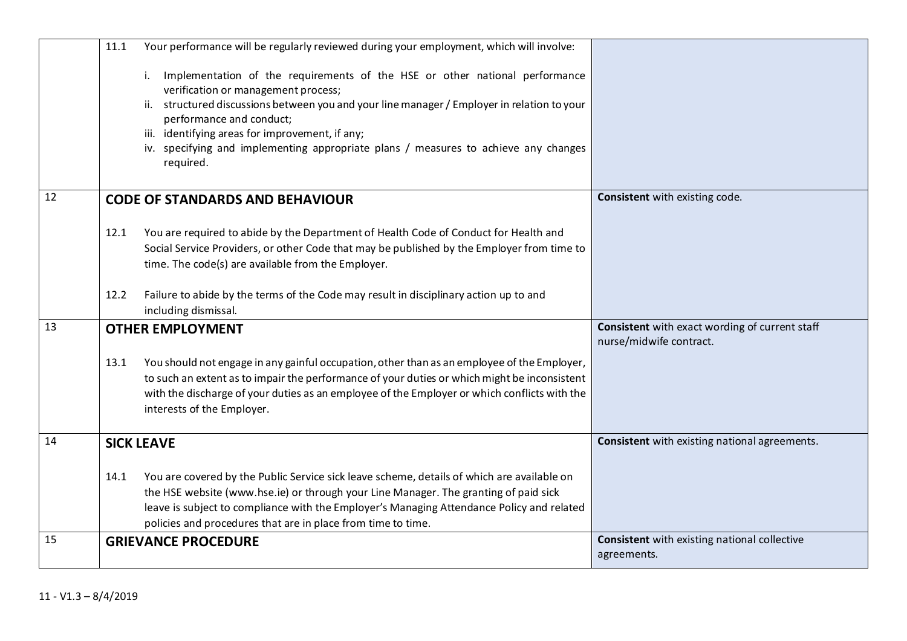| | | |
|---|---|---|
| | 11.1 Your performance will be regularly reviewed during your employment, which will involve:<br><br>i. Implementation of the requirements of the HSE or other national performance verification or management process;<br>ii. structured discussions between you and your line manager / Employer in relation to your performance and conduct;<br>iii. identifying areas for improvement, if any;<br>iv. specifying and implementing appropriate plans / measures to achieve any changes required. | |
| 12 | **CODE OF STANDARDS AND BEHAVIOUR**<br><br>12.1 You are required to abide by the Department of Health Code of Conduct for Health and Social Service Providers, or other Code that may be published by the Employer from time to time. The code(s) are available from the Employer.<br><br>12.2 Failure to abide by the terms of the Code may result in disciplinary action up to and including dismissal. | **Consistent** with existing code. |
| 13 | **OTHER EMPLOYMENT**<br><br>13.1 You should not engage in any gainful occupation, other than as an employee of the Employer, to such an extent as to impair the performance of your duties or which might be inconsistent with the discharge of your duties as an employee of the Employer or which conflicts with the interests of the Employer. | **Consistent** with exact wording of current staff nurse/midwife contract. |
| 14 | **SICK LEAVE**<br><br>14.1 You are covered by the Public Service sick leave scheme, details of which are available on the HSE website (www.hse.ie) or through your Line Manager. The granting of paid sick leave is subject to compliance with the Employer's Managing Attendance Policy and related policies and procedures that are in place from time to time. | **Consistent** with existing national agreements. |
| 15 | **GRIEVANCE PROCEDURE** | **Consistent** with existing national collective agreements. |

11 - V1.3 – 8/4/2019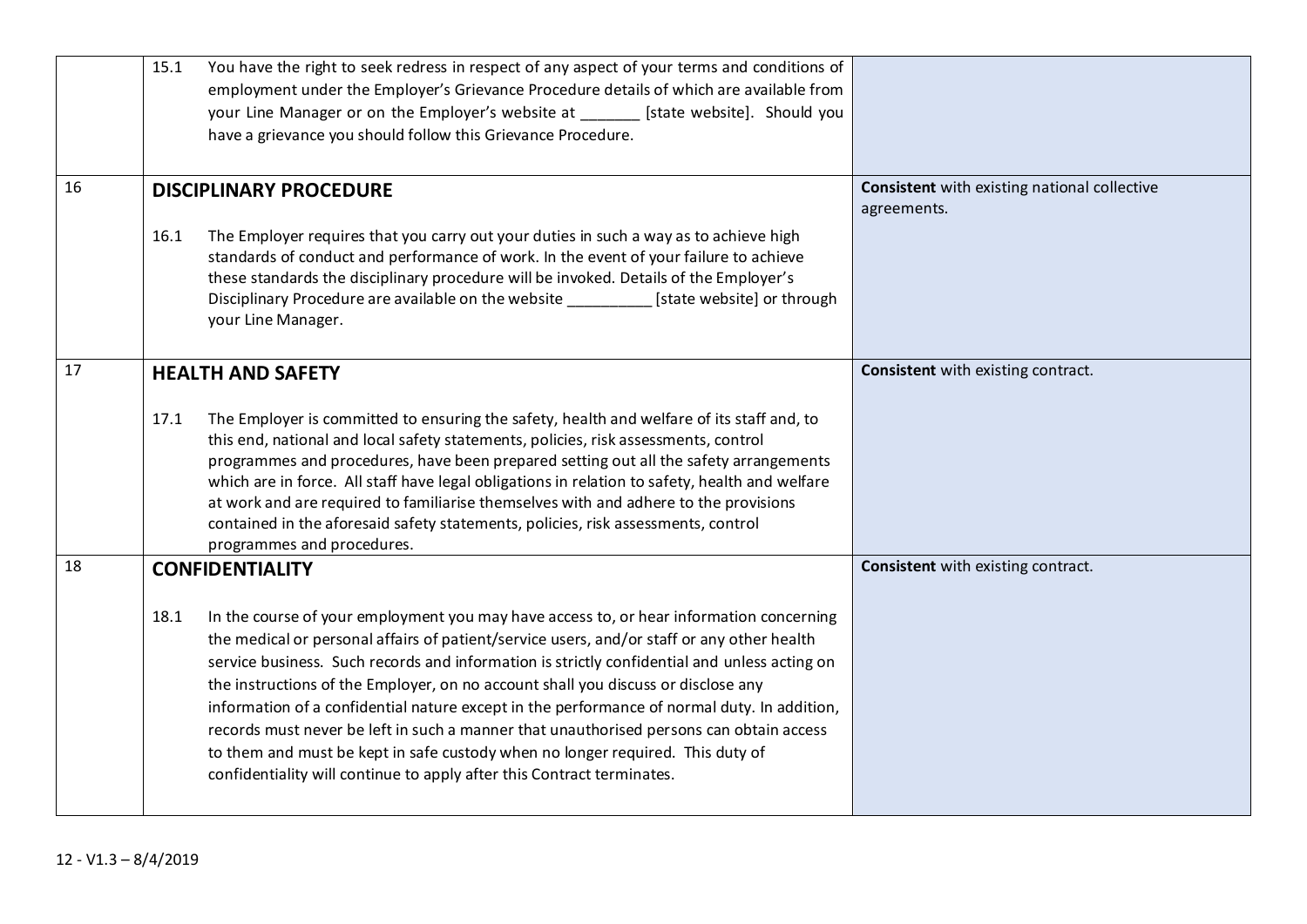| | | |
|---|---|---|
| | 15.1 You have the right to seek redress in respect of any aspect of your terms and conditions of employment under the Employer's Grievance Procedure details of which are available from your Line Manager or on the Employer's website at _______ [state website]. Should you have a grievance you should follow this Grievance Procedure. | |
| 16 | **DISCIPLINARY PROCEDURE**<br><br>16.1 The Employer requires that you carry out your duties in such a way as to achieve high standards of conduct and performance of work. In the event of your failure to achieve these standards the disciplinary procedure will be invoked. Details of the Employer's Disciplinary Procedure are available on the website __________ [state website] or through your Line Manager. | **Consistent** with existing national collective agreements. |
| 17 | **HEALTH AND SAFETY**<br><br>17.1 The Employer is committed to ensuring the safety, health and welfare of its staff and, to this end, national and local safety statements, policies, risk assessments, control programmes and procedures, have been prepared setting out all the safety arrangements which are in force. All staff have legal obligations in relation to safety, health and welfare at work and are required to familiarise themselves with and adhere to the provisions contained in the aforesaid safety statements, policies, risk assessments, control programmes and procedures. | **Consistent** with existing contract. |
| 18 | **CONFIDENTIALITY**<br><br>18.1 In the course of your employment you may have access to, or hear information concerning the medical or personal affairs of patient/service users, and/or staff or any other health service business. Such records and information is strictly confidential and unless acting on the instructions of the Employer, on no account shall you discuss or disclose any information of a confidential nature except in the performance of normal duty. In addition, records must never be left in such a manner that unauthorised persons can obtain access to them and must be kept in safe custody when no longer required. This duty of confidentiality will continue to apply after this Contract terminates. | **Consistent** with existing contract. |

12 - V1.3 – 8/4/2019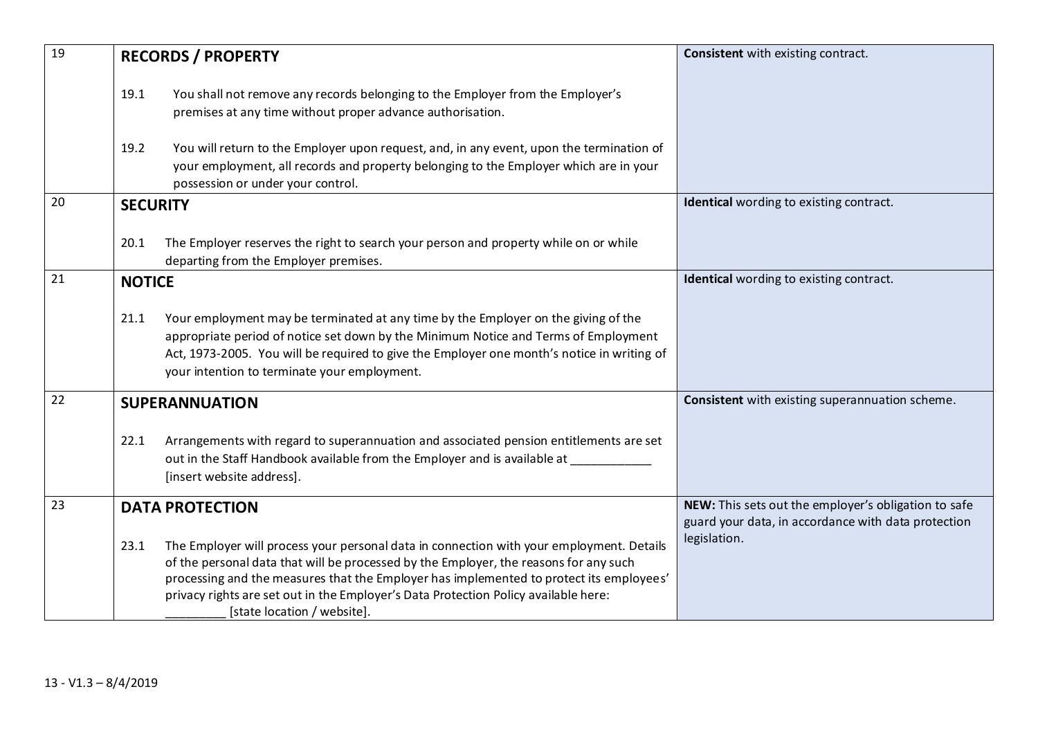| | | |
|---|---|---|
| 19 | **RECORDS / PROPERTY**<br><br>19.1 You shall not remove any records belonging to the Employer from the Employer's premises at any time without proper advance authorisation.<br><br>19.2 You will return to the Employer upon request, and, in any event, upon the termination of your employment, all records and property belonging to the Employer which are in your possession or under your control. | **Consistent** with existing contract. |
| 20 | **SECURITY**<br><br>20.1 The Employer reserves the right to search your person and property while on or while departing from the Employer premises. | **Identical** wording to existing contract. |
| 21 | **NOTICE**<br><br>21.1 Your employment may be terminated at any time by the Employer on the giving of the appropriate period of notice set down by the Minimum Notice and Terms of Employment Act, 1973-2005. You will be required to give the Employer one month's notice in writing of your intention to terminate your employment. | **Identical** wording to existing contract. |
| 22 | **SUPERANNUATION**<br><br>22.1 Arrangements with regard to superannuation and associated pension entitlements are set out in the Staff Handbook available from the Employer and is available at ____________ [insert website address]. | **Consistent** with existing superannuation scheme. |
| 23 | **DATA PROTECTION**<br><br>23.1 The Employer will process your personal data in connection with your employment. Details of the personal data that will be processed by the Employer, the reasons for any such processing and the measures that the Employer has implemented to protect its employees' privacy rights are set out in the Employer's Data Protection Policy available here: _________ [state location / website]. | **NEW:** This sets out the employer's obligation to safe guard your data, in accordance with data protection legislation. |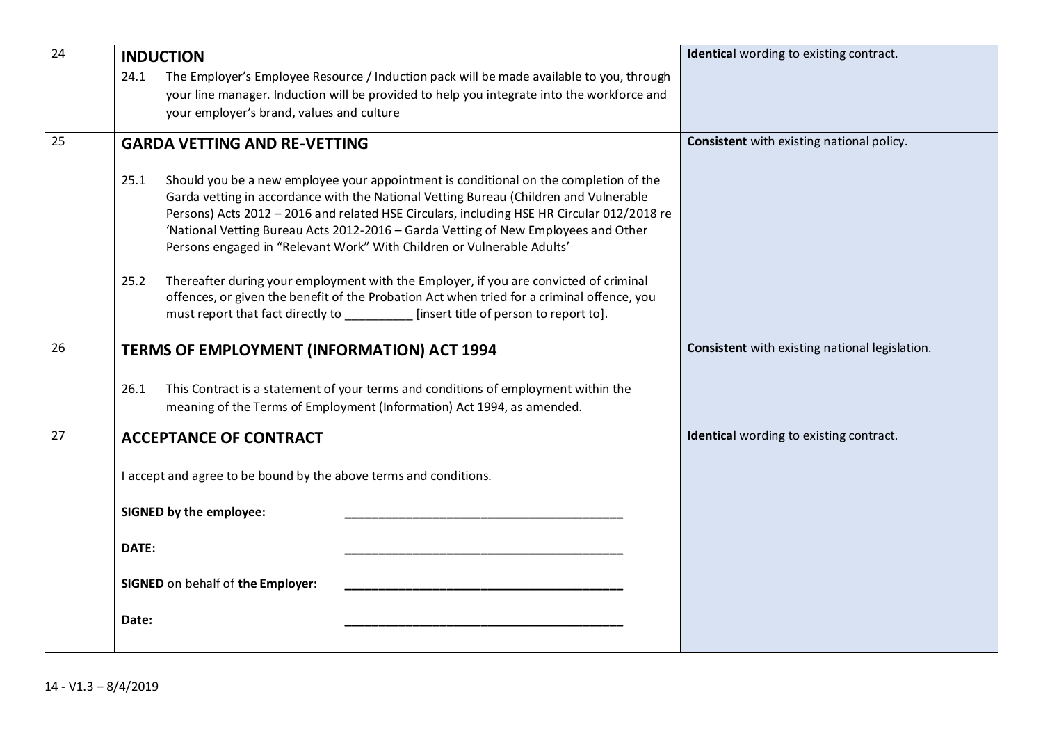| | | |
|---|---|---|
| 24 | **INDUCTION**<br>24.1 The Employer's Employee Resource / Induction pack will be made available to you, through your line manager. Induction will be provided to help you integrate into the workforce and your employer's brand, values and culture | **Identical** wording to existing contract. |
| 25 | **GARDA VETTING AND RE-VETTING**<br><br>25.1 Should you be a new employee your appointment is conditional on the completion of the Garda vetting in accordance with the National Vetting Bureau (Children and Vulnerable Persons) Acts 2012 – 2016 and related HSE Circulars, including HSE HR Circular 012/2018 re 'National Vetting Bureau Acts 2012-2016 – Garda Vetting of New Employees and Other Persons engaged in "Relevant Work" With Children or Vulnerable Adults'<br><br>25.2 Thereafter during your employment with the Employer, if you are convicted of criminal offences, or given the benefit of the Probation Act when tried for a criminal offence, you must report that fact directly to __________ [insert title of person to report to]. | **Consistent** with existing national policy. |
| 26 | **TERMS OF EMPLOYMENT (INFORMATION) ACT 1994**<br><br>26.1 This Contract is a statement of your terms and conditions of employment within the meaning of the Terms of Employment (Information) Act 1994, as amended. | **Consistent** with existing national legislation. |
| 27 | **ACCEPTANCE OF CONTRACT**<br><br>I accept and agree to be bound by the above terms and conditions.<br><br>**SIGNED by the employee:** __________________________________________<br><br>**DATE:** __________________________________________<br><br>**SIGNED** on behalf of **the Employer:** __________________________________________<br><br>**Date:** __________________________________________ | **Identical** wording to existing contract. |

14 - V1.3 – 8/4/2019